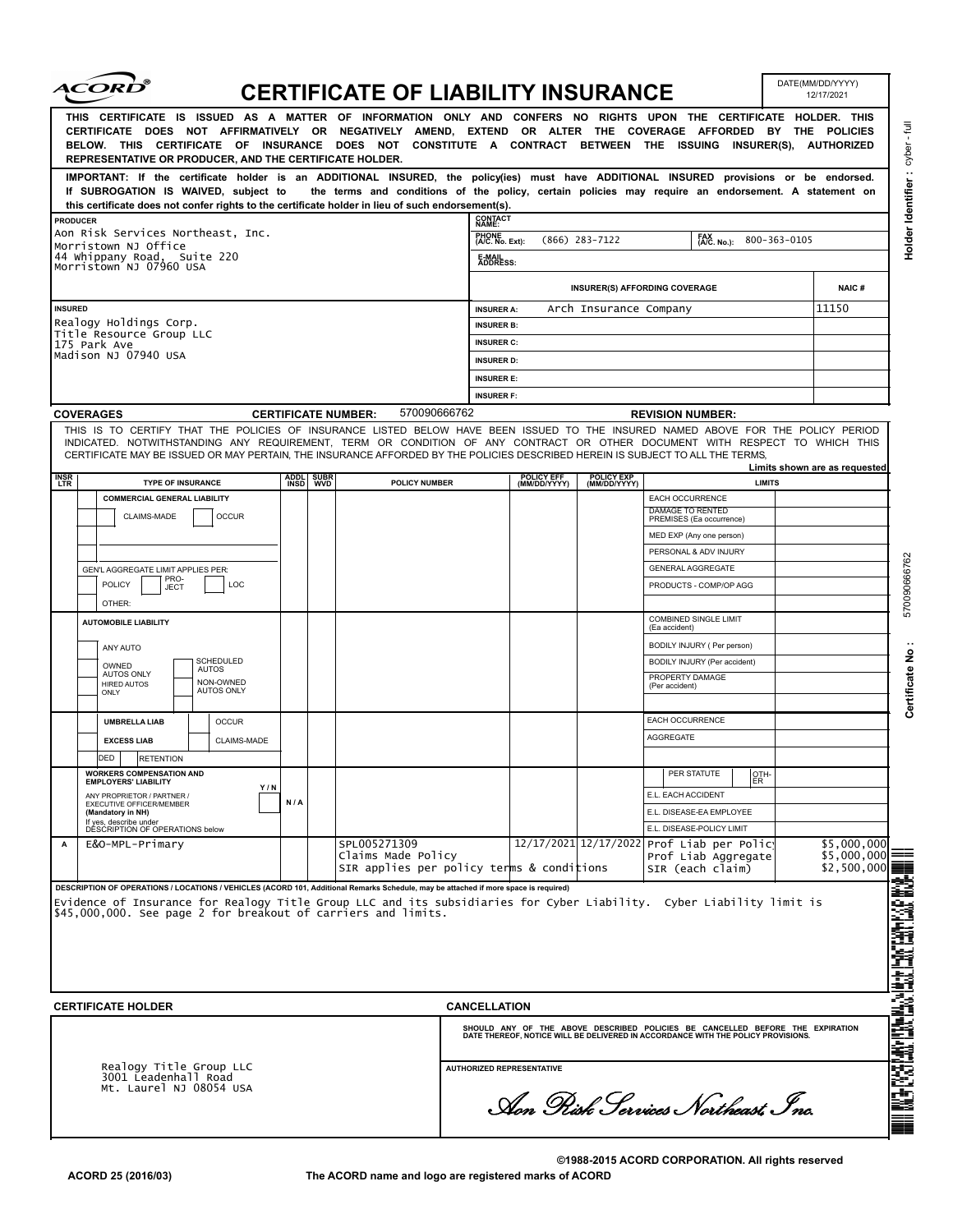# ACORD® CERTIFICATE OF LIABILITY INSURANCE

DATE(MM/DD/YYYY): 12/17/2021

**THIS CERTIFICATE IS ISSUED AS A MATTER OF INFORMATION ONLY AND CONFERS NO RIGHTS UPON THE CERTIFICATE HOLDER. THIS CERTIFICATE DOES NOT AFFIRMATIVELY OR NEGATIVELY AMEND, EXTEND OR ALTER THE COVERAGE AFFORDED BY THE POLICIES BELOW. THIS CERTIFICATE OF INSURANCE DOES NOT CONSTITUTE A CONTRACT BETWEEN THE ISSUING INSURER(S), AUTHORIZED REPRESENTATIVE OR PRODUCER, AND THE CERTIFICATE HOLDER.**

**IMPORTANT: If the certificate holder is an ADDITIONAL INSURED, the policy(ies) must have ADDITIONAL INSURED provisions or be endorsed. If SUBROGATION IS WAIVED, subject to the terms and conditions of the policy, certain policies may require an endorsement. A statement on this certificate does not confer rights to the certificate holder in lieu of such endorsement(s).**

Holder Identifier : cyber - full

| PRODUCER | CONTACT NAME: | |
|---|---|---|
| Aon Risk Services Northeast, Inc.<br>Morristown NJ Office<br>44 Whippany Road, Suite 220<br>Morristown NJ 07960 USA | PHONE (A/C. No. Ext): (866) 283-7122 | FAX (A/C. No.): 800-363-0105 |
| | E-MAIL ADDRESS: | |

| INSURED | INSURER(S) AFFORDING COVERAGE | NAIC # |
|---|---|---|
| Realogy Holdings Corp.<br>Title Resource Group LLC<br>175 Park Ave<br>Madison NJ 07940 USA | INSURER A: Arch Insurance Company | 11150 |
| | INSURER B: | |
| | INSURER C: | |
| | INSURER D: | |
| | INSURER E: | |
| | INSURER F: | |

**COVERAGES** CERTIFICATE NUMBER: 570090666762 REVISION NUMBER:

THIS IS TO CERTIFY THAT THE POLICIES OF INSURANCE LISTED BELOW HAVE BEEN ISSUED TO THE INSURED NAMED ABOVE FOR THE POLICY PERIOD INDICATED. NOTWITHSTANDING ANY REQUIREMENT, TERM OR CONDITION OF ANY CONTRACT OR OTHER DOCUMENT WITH RESPECT TO WHICH THIS CERTIFICATE MAY BE ISSUED OR MAY PERTAIN, THE INSURANCE AFFORDED BY THE POLICIES DESCRIBED HEREIN IS SUBJECT TO ALL THE TERMS,

Limits shown are as requested

| INSR LTR | TYPE OF INSURANCE | ADDL INSD | SUBR WVD | POLICY NUMBER | POLICY EFF (MM/DD/YYYY) | POLICY EXP (MM/DD/YYYY) | LIMITS | |
|---|---|---|---|---|---|---|---|---|
| | COMMERCIAL GENERAL LIABILITY<br>CLAIMS-MADE / OCCUR<br>GEN'L AGGREGATE LIMIT APPLIES PER: POLICY / PRO-JECT / LOC<br>OTHER: | | | | | | EACH OCCURRENCE | |
| | | | | | | | DAMAGE TO RENTED PREMISES (Ea occurrence) | |
| | | | | | | | MED EXP (Any one person) | |
| | | | | | | | PERSONAL & ADV INJURY | |
| | | | | | | | GENERAL AGGREGATE | |
| | | | | | | | PRODUCTS - COMP/OP AGG | |
| | AUTOMOBILE LIABILITY<br>ANY AUTO<br>OWNED AUTOS ONLY / SCHEDULED AUTOS<br>HIRED AUTOS ONLY / NON-OWNED AUTOS ONLY | | | | | | COMBINED SINGLE LIMIT (Ea accident) | |
| | | | | | | | BODILY INJURY ( Per person) | |
| | | | | | | | BODILY INJURY (Per accident) | |
| | | | | | | | PROPERTY DAMAGE (Per accident) | |
| | UMBRELLA LIAB / OCCUR<br>EXCESS LIAB / CLAIMS-MADE<br>DED / RETENTION | | | | | | EACH OCCURRENCE | |
| | | | | | | | AGGREGATE | |
| | WORKERS COMPENSATION AND EMPLOYERS' LIABILITY Y / N<br>ANY PROPRIETOR / PARTNER / EXECUTIVE OFFICER/MEMBER (Mandatory in NH)<br>If yes, describe under DESCRIPTION OF OPERATIONS below | N / A | | | | | PER STATUTE / OTH-ER | |
| | | | | | | | E.L. EACH ACCIDENT | |
| | | | | | | | E.L. DISEASE-EA EMPLOYEE | |
| | | | | | | | E.L. DISEASE-POLICY LIMIT | |
| A | E&O-MPL-Primary | | | SPL005271309<br>Claims Made Policy<br>SIR applies per policy terms & conditions | 12/17/2021 | 12/17/2022 | Prof Liab per Policy | $5,000,000 |
| | | | | | | | Prof Liab Aggregate | $5,000,000 |
| | | | | | | | SIR (each claim) | $2,500,000 |

**DESCRIPTION OF OPERATIONS / LOCATIONS / VEHICLES** (ACORD 101, Additional Remarks Schedule, may be attached if more space is required)

Evidence of Insurance for Realogy Title Group LLC and its subsidiaries for Cyber Liability. Cyber Liability limit is $45,000,000. See page 2 for breakout of carriers and limits.

| CERTIFICATE HOLDER | CANCELLATION |
|---|---|
| Realogy Title Group LLC<br>3001 Leadenhall Road<br>Mt. Laurel NJ 08054 USA | SHOULD ANY OF THE ABOVE DESCRIBED POLICIES BE CANCELLED BEFORE THE EXPIRATION DATE THEREOF, NOTICE WILL BE DELIVERED IN ACCORDANCE WITH THE POLICY PROVISIONS.<br><br>AUTHORIZED REPRESENTATIVE<br>*Aon Risk Services Northeast, Inc.* |

Certificate No : 570090666762

©1988-2015 ACORD CORPORATION. All rights reserved

ACORD 25 (2016/03) The ACORD name and logo are registered marks of ACORD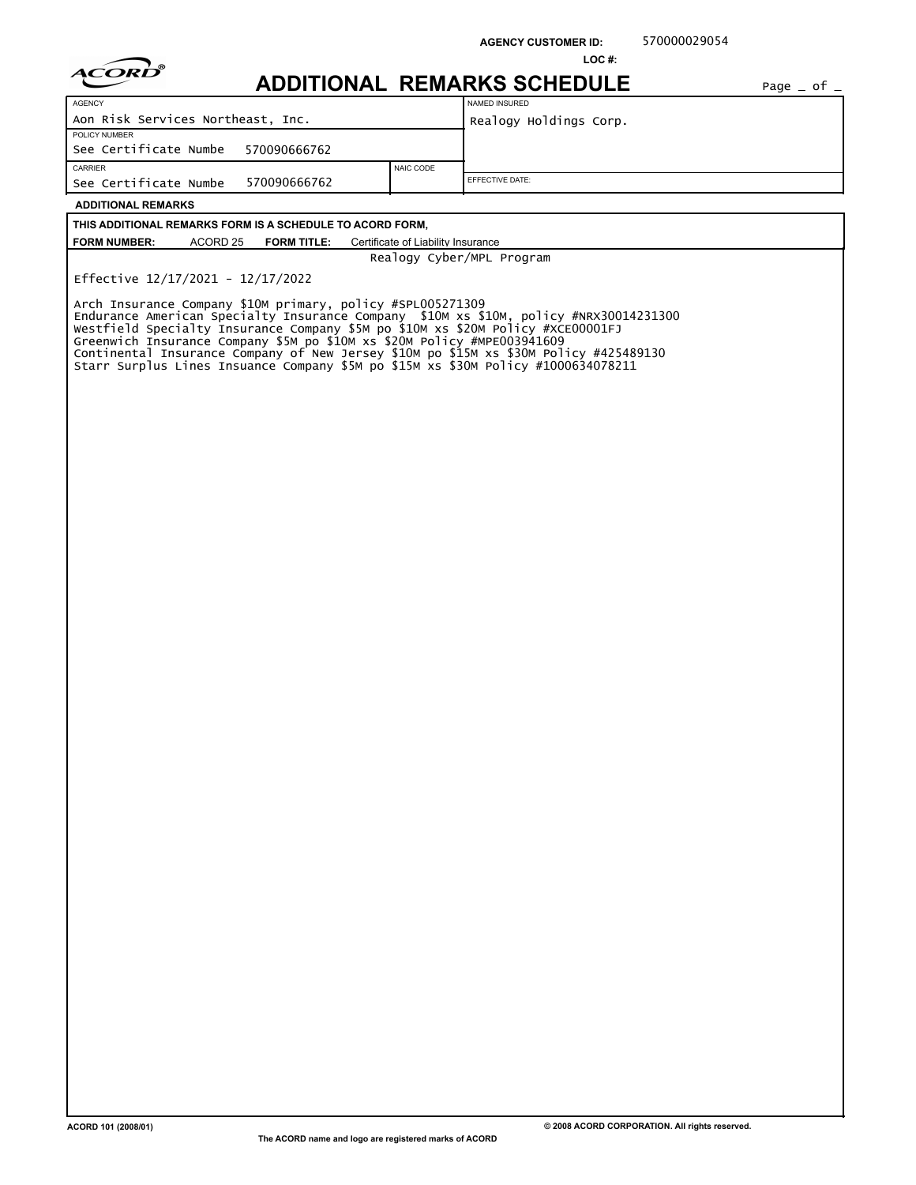AGENCY CUSTOMER ID: 570000029054

LOC #:

# ADDITIONAL REMARKS SCHEDULE

Page _ of _

| | |
|---|---|
| AGENCY<br>Aon Risk Services Northeast, Inc. | NAMED INSURED<br>Realogy Holdings Corp. |
| POLICY NUMBER<br>See Certificate Numbe 570090666762 | |
| CARRIER<br>See Certificate Numbe 570090666762 / NAIC CODE | EFFECTIVE DATE: |

**ADDITIONAL REMARKS**

**THIS ADDITIONAL REMARKS FORM IS A SCHEDULE TO ACORD FORM,**

**FORM NUMBER:** ACORD 25 **FORM TITLE:** Certificate of Liability Insurance

Realogy Cyber/MPL Program

Effective 12/17/2021 - 12/17/2022

Arch Insurance Company $10M primary, policy #SPL005271309
Endurance American Specialty Insurance Company $10M xs $10M, policy #NRX30014231300
Westfield Specialty Insurance Company $5M po $10M xs $20M Policy #XCE00001FJ
Greenwich Insurance Company $5M po $10M xs $20M Policy #MPE003941609
Continental Insurance Company of New Jersey $10M po $15M xs $30M Policy #425489130
Starr Surplus Lines Insuance Company $5M po $15M xs $30M Policy #1000634078211

ACORD 101 (2008/01)

© 2008 ACORD CORPORATION. All rights reserved.

The ACORD name and logo are registered marks of ACORD